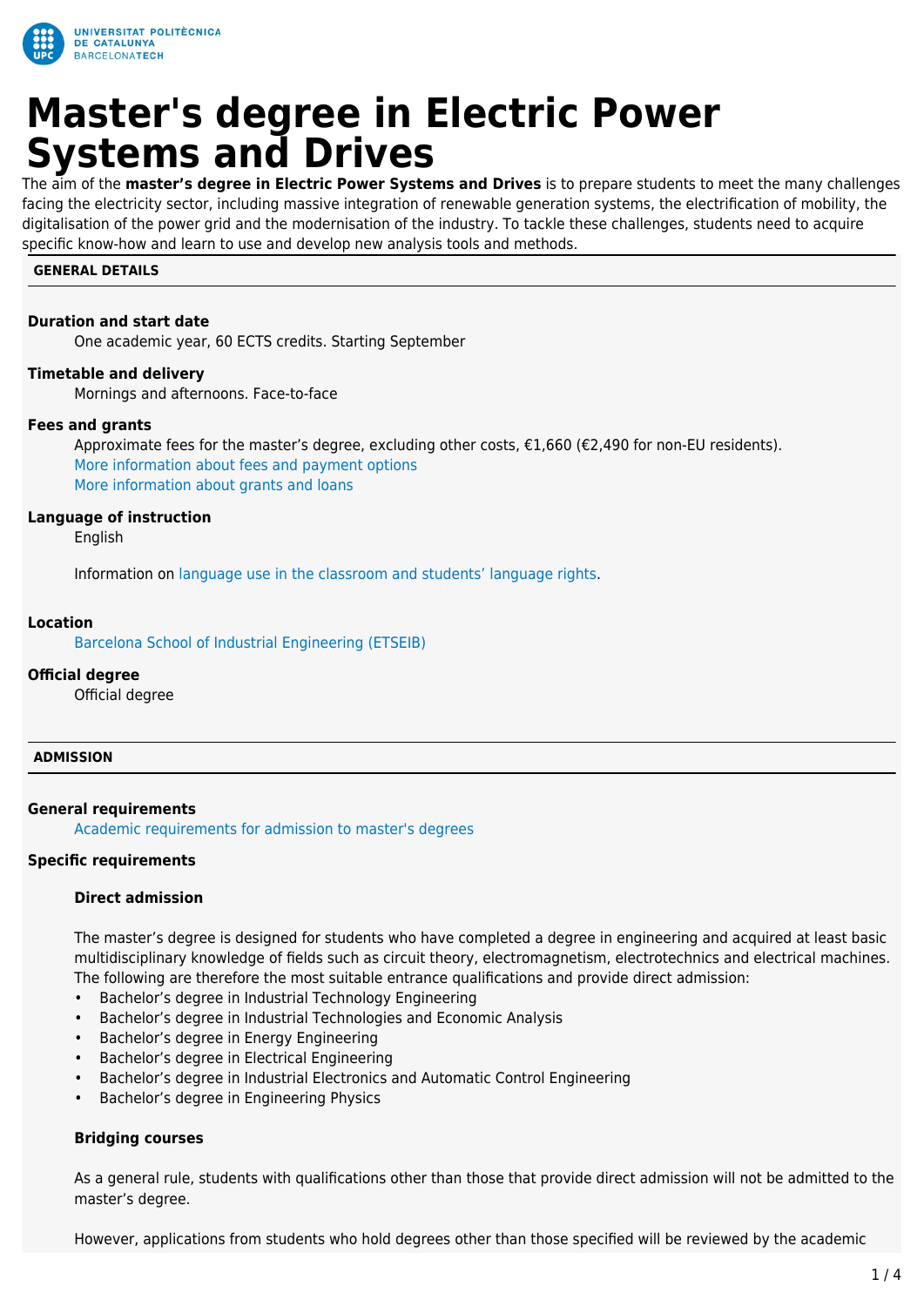# Master's degree in Electric Power Systems and Drives

The aim of the **master's degree in Electric Power Systems and Drives** is to prepare students to meet the many challenges facing the electricity sector, including massive integration of renewable generation systems, the electrification of mobility, the digitalisation of the power grid and the modernisation of the industry. To tackle these challenges, students need to acquire specific know-how and learn to use and develop new analysis tools and methods.

## GENERAL DETAILS

**Duration and start date**

One academic year, 60 ECTS credits. Starting September

**Timetable and delivery**

Mornings and afternoons. Face-to-face

**Fees and grants**

Approximate fees for the master's degree, excluding other costs, €1,660 (€2,490 for non-EU residents).
More information about fees and payment options
More information about grants and loans

**Language of instruction**

English

Information on language use in the classroom and students' language rights.

**Location**

Barcelona School of Industrial Engineering (ETSEIB)

**Official degree**

Official degree

## ADMISSION

**General requirements**

Academic requirements for admission to master's degrees

**Specific requirements**

**Direct admission**

The master's degree is designed for students who have completed a degree in engineering and acquired at least basic multidisciplinary knowledge of fields such as circuit theory, electromagnetism, electrotechnics and electrical machines. The following are therefore the most suitable entrance qualifications and provide direct admission:

- Bachelor's degree in Industrial Technology Engineering
- Bachelor's degree in Industrial Technologies and Economic Analysis
- Bachelor's degree in Energy Engineering
- Bachelor's degree in Electrical Engineering
- Bachelor's degree in Industrial Electronics and Automatic Control Engineering
- Bachelor's degree in Engineering Physics

**Bridging courses**

As a general rule, students with qualifications other than those that provide direct admission will not be admitted to the master's degree.

However, applications from students who hold degrees other than those specified will be reviewed by the academic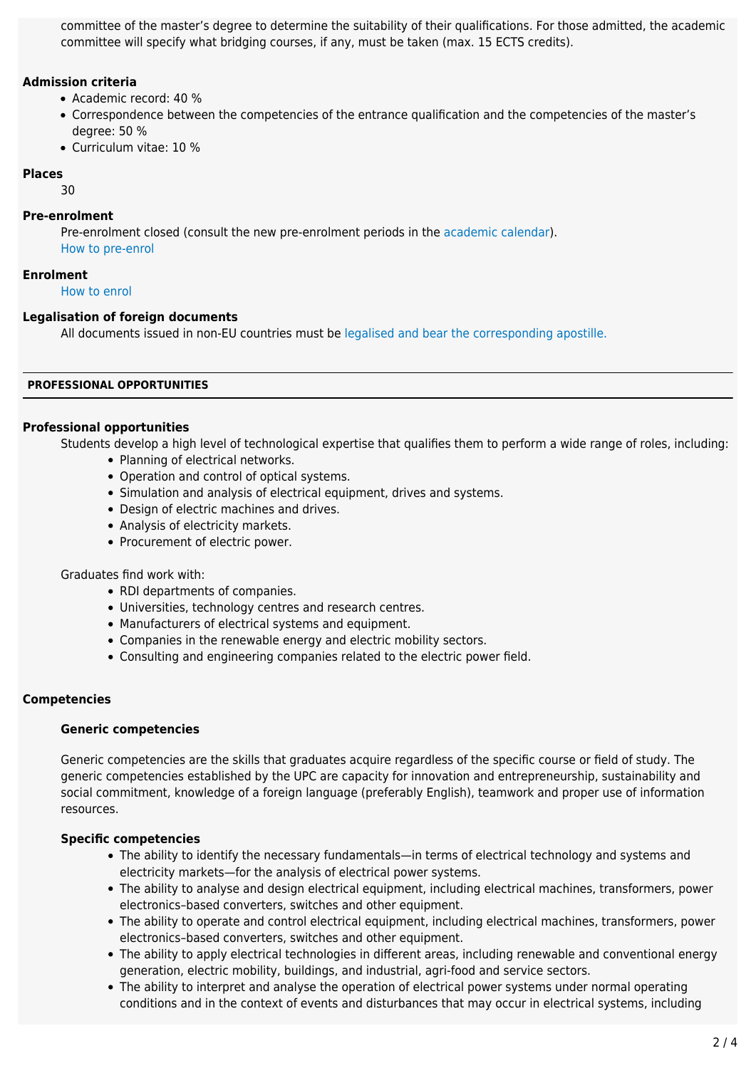committee of the master's degree to determine the suitability of their qualifications. For those admitted, the academic committee will specify what bridging courses, if any, must be taken (max. 15 ECTS credits).

**Admission criteria**

- Academic record: 40 %
- Correspondence between the competencies of the entrance qualification and the competencies of the master's degree: 50 %
- Curriculum vitae: 10 %

**Places**

30

**Pre-enrolment**

Pre-enrolment closed (consult the new pre-enrolment periods in the academic calendar).
How to pre-enrol

**Enrolment**

How to enrol

**Legalisation of foreign documents**

All documents issued in non-EU countries must be legalised and bear the corresponding apostille.

---

## PROFESSIONAL OPPORTUNITIES

---

**Professional opportunities**

Students develop a high level of technological expertise that qualifies them to perform a wide range of roles, including:

- Planning of electrical networks.
- Operation and control of optical systems.
- Simulation and analysis of electrical equipment, drives and systems.
- Design of electric machines and drives.
- Analysis of electricity markets.
- Procurement of electric power.

Graduates find work with:

- RDI departments of companies.
- Universities, technology centres and research centres.
- Manufacturers of electrical systems and equipment.
- Companies in the renewable energy and electric mobility sectors.
- Consulting and engineering companies related to the electric power field.

**Competencies**

**Generic competencies**

Generic competencies are the skills that graduates acquire regardless of the specific course or field of study. The generic competencies established by the UPC are capacity for innovation and entrepreneurship, sustainability and social commitment, knowledge of a foreign language (preferably English), teamwork and proper use of information resources.

**Specific competencies**

- The ability to identify the necessary fundamentals—in terms of electrical technology and systems and electricity markets—for the analysis of electrical power systems.
- The ability to analyse and design electrical equipment, including electrical machines, transformers, power electronics–based converters, switches and other equipment.
- The ability to operate and control electrical equipment, including electrical machines, transformers, power electronics–based converters, switches and other equipment.
- The ability to apply electrical technologies in different areas, including renewable and conventional energy generation, electric mobility, buildings, and industrial, agri-food and service sectors.
- The ability to interpret and analyse the operation of electrical power systems under normal operating conditions and in the context of events and disturbances that may occur in electrical systems, including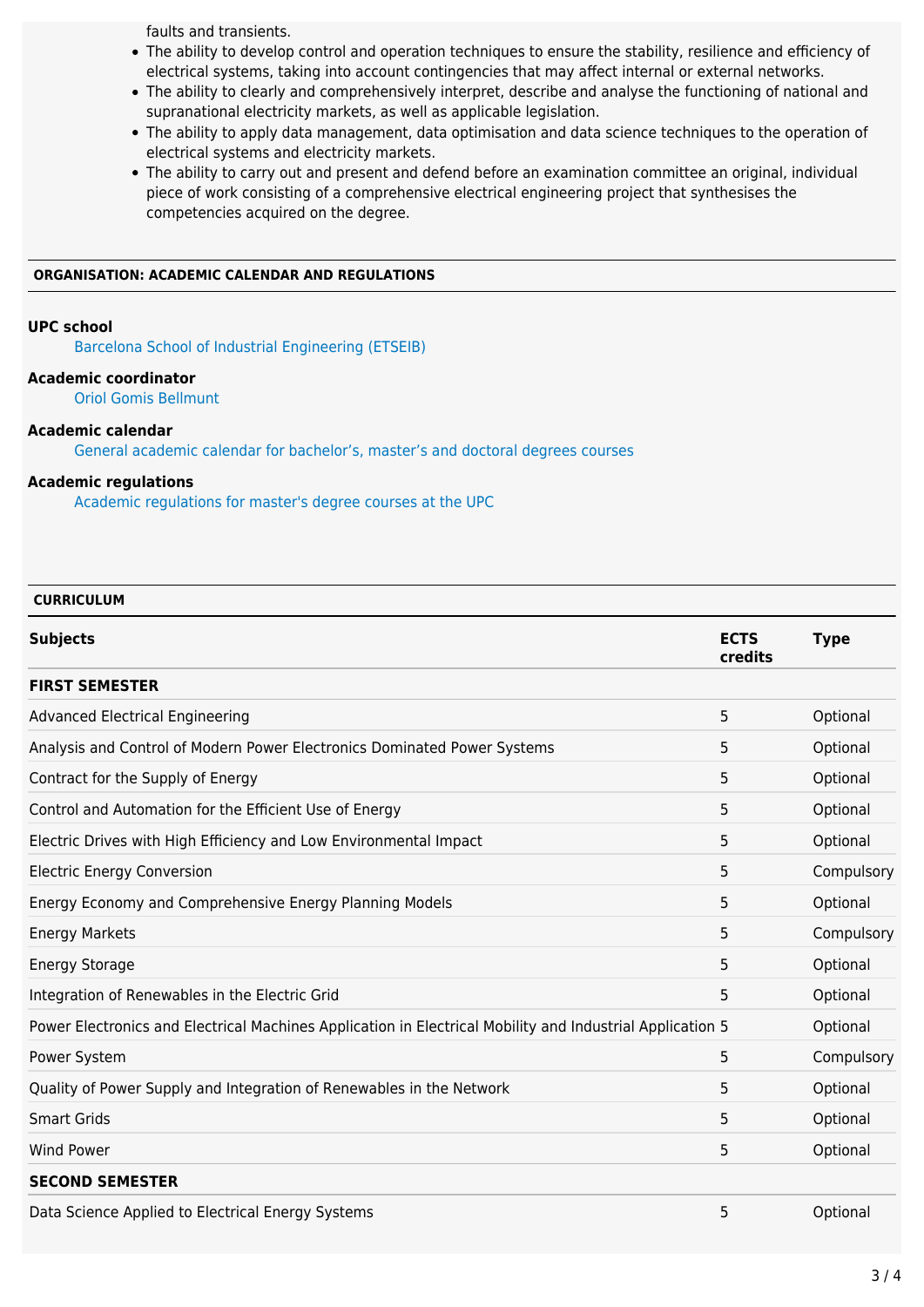faults and transients.

- The ability to develop control and operation techniques to ensure the stability, resilience and efficiency of electrical systems, taking into account contingencies that may affect internal or external networks.
- The ability to clearly and comprehensively interpret, describe and analyse the functioning of national and supranational electricity markets, as well as applicable legislation.
- The ability to apply data management, data optimisation and data science techniques to the operation of electrical systems and electricity markets.
- The ability to carry out and present and defend before an examination committee an original, individual piece of work consisting of a comprehensive electrical engineering project that synthesises the competencies acquired on the degree.

## ORGANISATION: ACADEMIC CALENDAR AND REGULATIONS

**UPC school**

Barcelona School of Industrial Engineering (ETSEIB)

**Academic coordinator**

Oriol Gomis Bellmunt

**Academic calendar**

General academic calendar for bachelor's, master's and doctoral degrees courses

**Academic regulations**

Academic regulations for master's degree courses at the UPC

## CURRICULUM

| Subjects | ECTS credits | Type |
|---|---|---|
| **FIRST SEMESTER** | | |
| Advanced Electrical Engineering | 5 | Optional |
| Analysis and Control of Modern Power Electronics Dominated Power Systems | 5 | Optional |
| Contract for the Supply of Energy | 5 | Optional |
| Control and Automation for the Efficient Use of Energy | 5 | Optional |
| Electric Drives with High Efficiency and Low Environmental Impact | 5 | Optional |
| Electric Energy Conversion | 5 | Compulsory |
| Energy Economy and Comprehensive Energy Planning Models | 5 | Optional |
| Energy Markets | 5 | Compulsory |
| Energy Storage | 5 | Optional |
| Integration of Renewables in the Electric Grid | 5 | Optional |
| Power Electronics and Electrical Machines Application in Electrical Mobility and Industrial Application | 5 | Optional |
| Power System | 5 | Compulsory |
| Quality of Power Supply and Integration of Renewables in the Network | 5 | Optional |
| Smart Grids | 5 | Optional |
| Wind Power | 5 | Optional |
| **SECOND SEMESTER** | | |
| Data Science Applied to Electrical Energy Systems | 5 | Optional |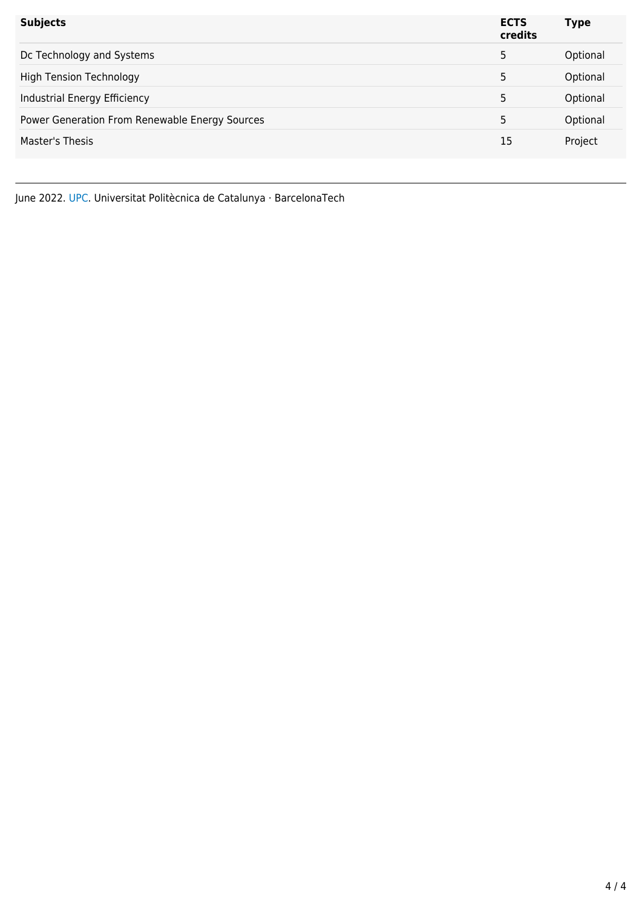| Subjects | ECTS credits | Type |
| --- | --- | --- |
| Dc Technology and Systems | 5 | Optional |
| High Tension Technology | 5 | Optional |
| Industrial Energy Efficiency | 5 | Optional |
| Power Generation From Renewable Energy Sources | 5 | Optional |
| Master's Thesis | 15 | Project |

June 2022. UPC. Universitat Politècnica de Catalunya · BarcelonaTech